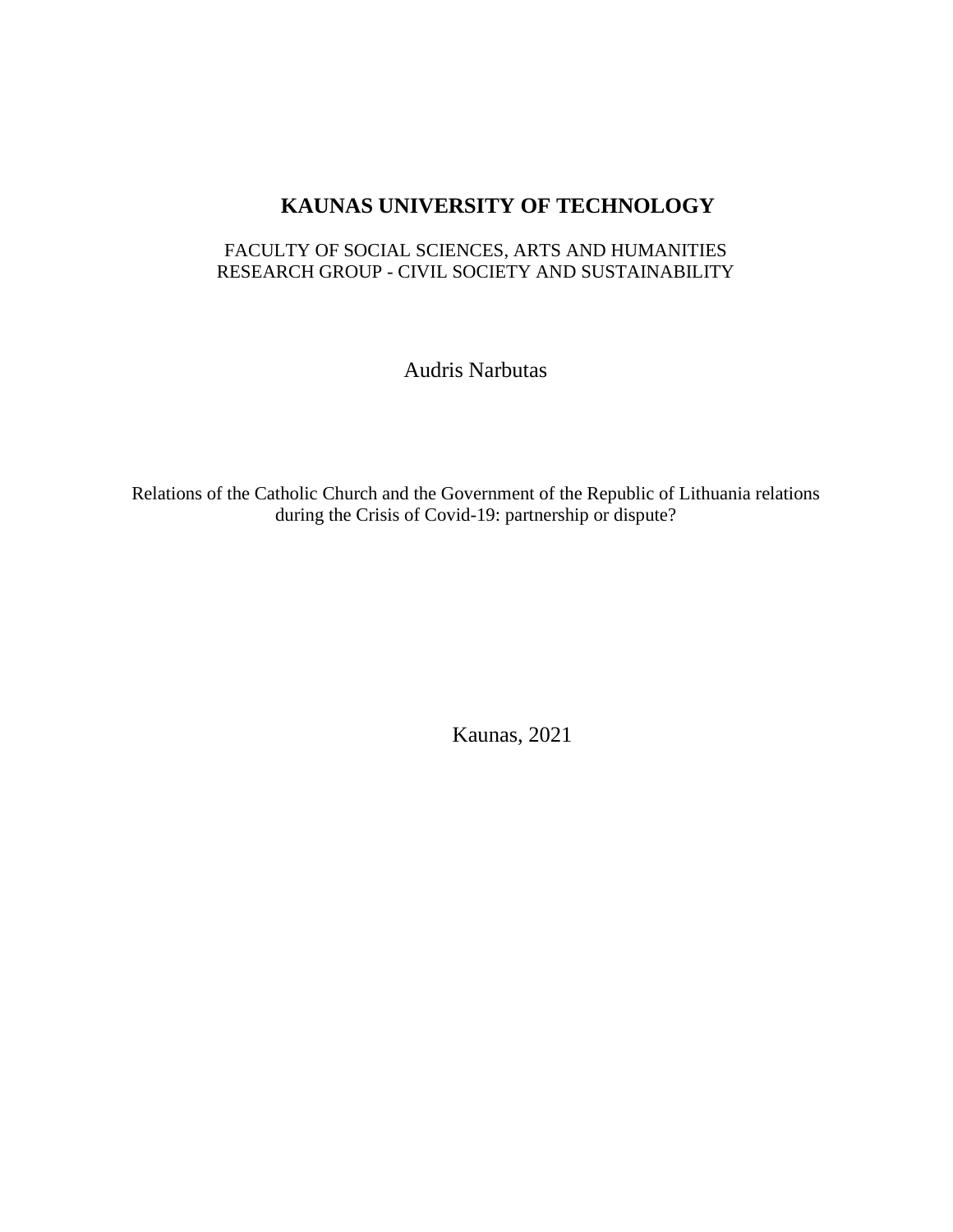# KAUNAS UNIVERSITY OF TECHNOLOGY

FACULTY OF SOCIAL SCIENCES, ARTS AND HUMANITIES
RESEARCH GROUP - CIVIL SOCIETY AND SUSTAINABILITY

Audris Narbutas

Relations of the Catholic Church and the Government of the Republic of Lithuania relations during the Crisis of Covid-19: partnership or dispute?

Kaunas, 2021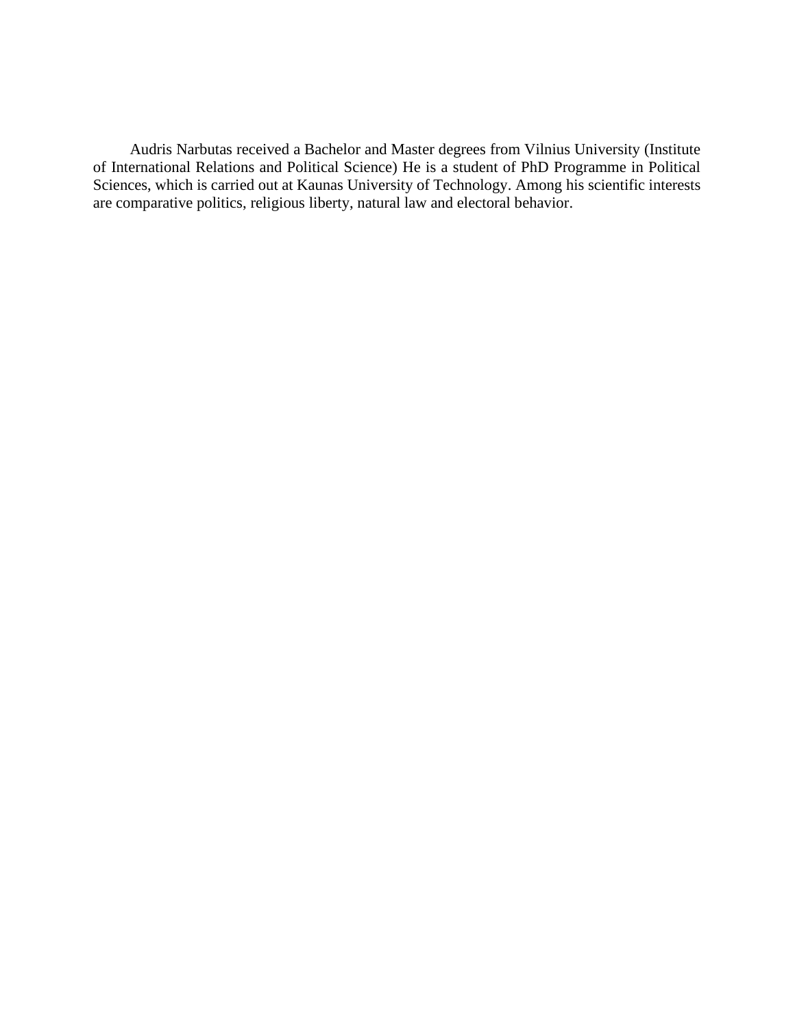Audris Narbutas received a Bachelor and Master degrees from Vilnius University (Institute of International Relations and Political Science) He is a student of PhD Programme in Political Sciences, which is carried out at Kaunas University of Technology. Among his scientific interests are comparative politics, religious liberty, natural law and electoral behavior.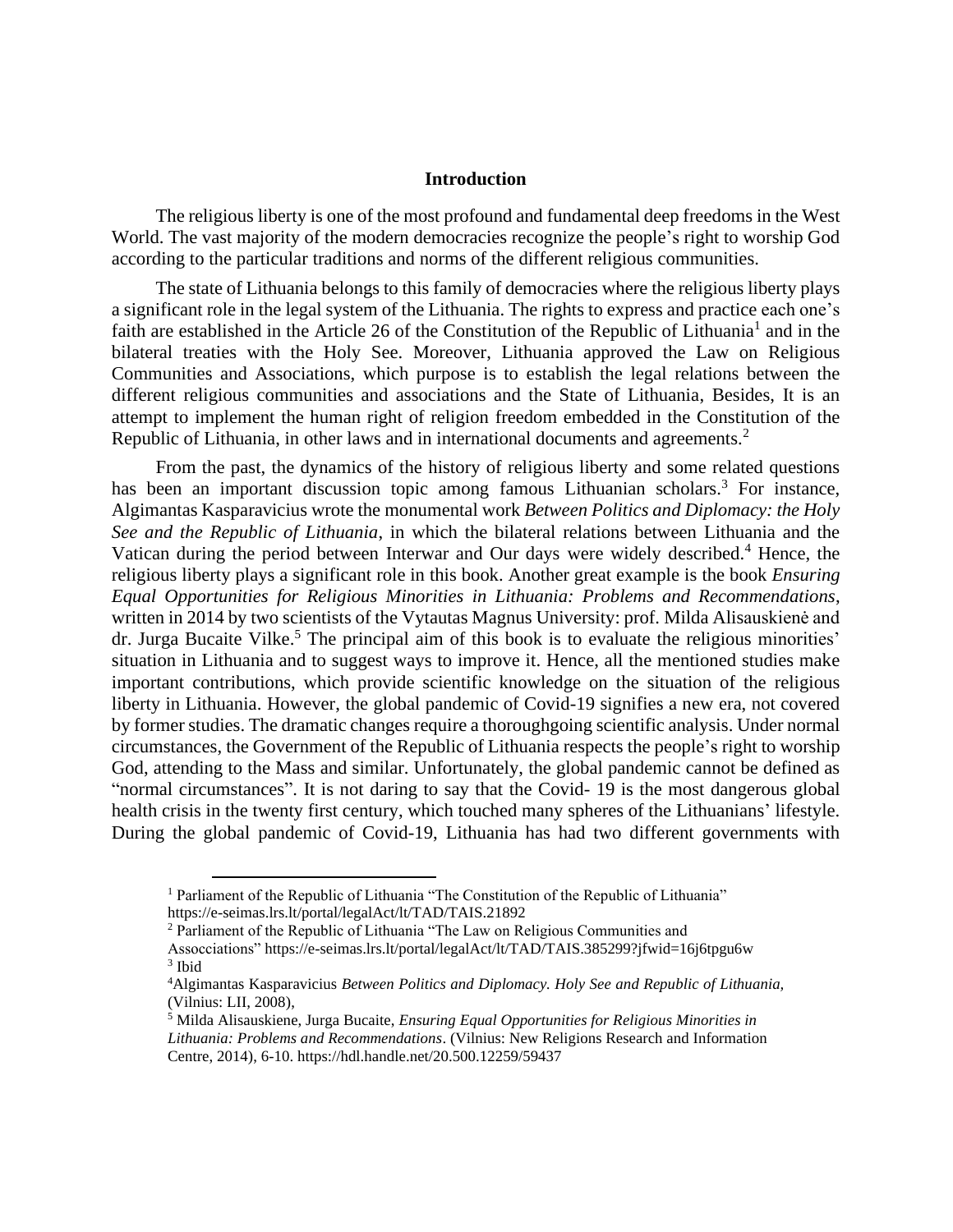## Introduction

The religious liberty is one of the most profound and fundamental deep freedoms in the West World. The vast majority of the modern democracies recognize the people's right to worship God according to the particular traditions and norms of the different religious communities.

The state of Lithuania belongs to this family of democracies where the religious liberty plays a significant role in the legal system of the Lithuania. The rights to express and practice each one's faith are established in the Article 26 of the Constitution of the Republic of Lithuania[1] and in the bilateral treaties with the Holy See. Moreover, Lithuania approved the Law on Religious Communities and Associations, which purpose is to establish the legal relations between the different religious communities and associations and the State of Lithuania, Besides, It is an attempt to implement the human right of religion freedom embedded in the Constitution of the Republic of Lithuania, in other laws and in international documents and agreements.[2]

From the past, the dynamics of the history of religious liberty and some related questions has been an important discussion topic among famous Lithuanian scholars.[3] For instance, Algimantas Kasparavicius wrote the monumental work *Between Politics and Diplomacy: the Holy See and the Republic of Lithuania*, in which the bilateral relations between Lithuania and the Vatican during the period between Interwar and Our days were widely described.[4] Hence, the religious liberty plays a significant role in this book. Another great example is the book *Ensuring Equal Opportunities for Religious Minorities in Lithuania: Problems and Recommendations*, written in 2014 by two scientists of the Vytautas Magnus University: prof. Milda Alisauskienė and dr. Jurga Bucaite Vilke.[5] The principal aim of this book is to evaluate the religious minorities' situation in Lithuania and to suggest ways to improve it. Hence, all the mentioned studies make important contributions, which provide scientific knowledge on the situation of the religious liberty in Lithuania. However, the global pandemic of Covid-19 signifies a new era, not covered by former studies. The dramatic changes require a thoroughgoing scientific analysis. Under normal circumstances, the Government of the Republic of Lithuania respects the people's right to worship God, attending to the Mass and similar. Unfortunately, the global pandemic cannot be defined as "normal circumstances". It is not daring to say that the Covid- 19 is the most dangerous global health crisis in the twenty first century, which touched many spheres of the Lithuanians' lifestyle. During the global pandemic of Covid-19, Lithuania has had two different governments with

---

[1] Parliament of the Republic of Lithuania "The Constitution of the Republic of Lithuania" https://e-seimas.lrs.lt/portal/legalAct/lt/TAD/TAIS.21892

[2] Parliament of the Republic of Lithuania "The Law on Religious Communities and Assocciations" https://e-seimas.lrs.lt/portal/legalAct/lt/TAD/TAIS.385299?jfwid=16j6tpgu6w

[3] Ibid

[4] Algimantas Kasparavicius *Between Politics and Diplomacy. Holy See and Republic of Lithuania*, (Vilnius: LII, 2008),

[5] Milda Alisauskiene, Jurga Bucaite, *Ensuring Equal Opportunities for Religious Minorities in Lithuania: Problems and Recommendations*. (Vilnius: New Religions Research and Information Centre, 2014), 6-10. https://hdl.handle.net/20.500.12259/59437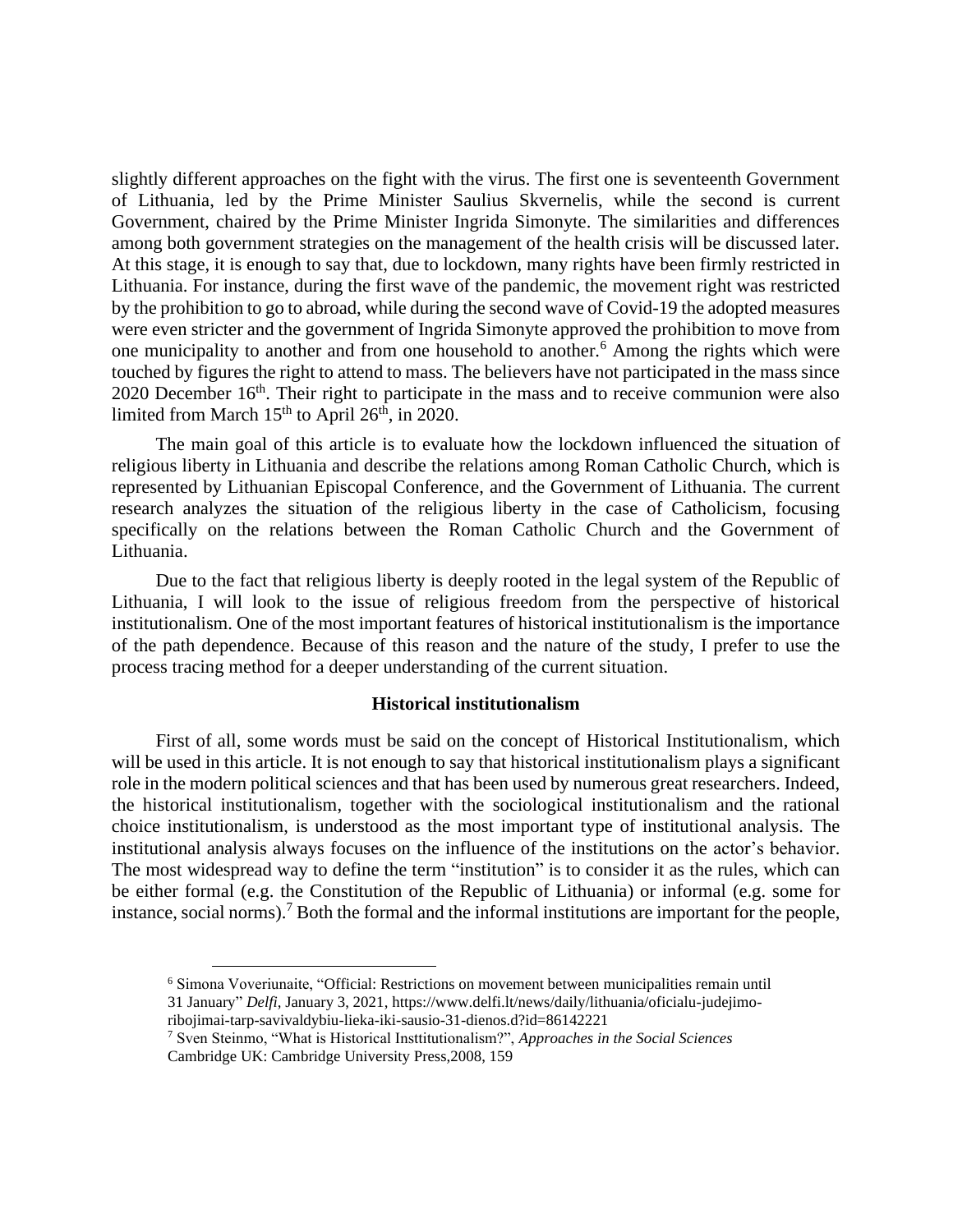slightly different approaches on the fight with the virus. The first one is seventeenth Government of Lithuania, led by the Prime Minister Saulius Skvernelis, while the second is current Government, chaired by the Prime Minister Ingrida Simonyte. The similarities and differences among both government strategies on the management of the health crisis will be discussed later. At this stage, it is enough to say that, due to lockdown, many rights have been firmly restricted in Lithuania. For instance, during the first wave of the pandemic, the movement right was restricted by the prohibition to go to abroad, while during the second wave of Covid-19 the adopted measures were even stricter and the government of Ingrida Simonyte approved the prohibition to move from one municipality to another and from one household to another.[6] Among the rights which were touched by figures the right to attend to mass. The believers have not participated in the mass since 2020 December 16th. Their right to participate in the mass and to receive communion were also limited from March 15th to April 26th, in 2020.

The main goal of this article is to evaluate how the lockdown influenced the situation of religious liberty in Lithuania and describe the relations among Roman Catholic Church, which is represented by Lithuanian Episcopal Conference, and the Government of Lithuania. The current research analyzes the situation of the religious liberty in the case of Catholicism, focusing specifically on the relations between the Roman Catholic Church and the Government of Lithuania.

Due to the fact that religious liberty is deeply rooted in the legal system of the Republic of Lithuania, I will look to the issue of religious freedom from the perspective of historical institutionalism. One of the most important features of historical institutionalism is the importance of the path dependence. Because of this reason and the nature of the study, I prefer to use the process tracing method for a deeper understanding of the current situation.

## Historical institutionalism

First of all, some words must be said on the concept of Historical Institutionalism, which will be used in this article. It is not enough to say that historical institutionalism plays a significant role in the modern political sciences and that has been used by numerous great researchers. Indeed, the historical institutionalism, together with the sociological institutionalism and the rational choice institutionalism, is understood as the most important type of institutional analysis. The institutional analysis always focuses on the influence of the institutions on the actor's behavior. The most widespread way to define the term "institution" is to consider it as the rules, which can be either formal (e.g. the Constitution of the Republic of Lithuania) or informal (e.g. some for instance, social norms).[7] Both the formal and the informal institutions are important for the people,

---

[6] Simona Voveriunaite, "Official: Restrictions on movement between municipalities remain until 31 January" *Delfi*, January 3, 2021, https://www.delfi.lt/news/daily/lithuania/oficialu-judejimo-ribojimai-tarp-savivaldybiu-lieka-iki-sausio-31-dienos.d?id=86142221

[7] Sven Steinmo, "What is Historical Insttitutionalism?", *Approaches in the Social Sciences* Cambridge UK: Cambridge University Press,2008, 159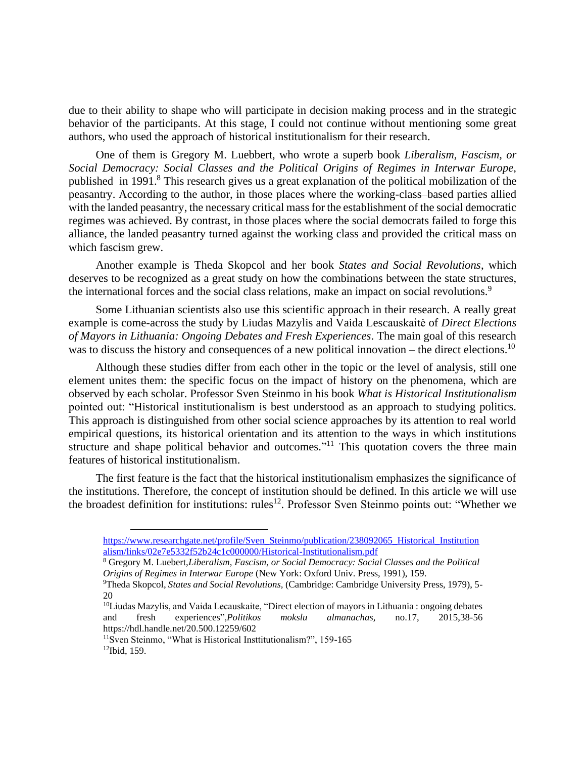due to their ability to shape who will participate in decision making process and in the strategic behavior of the participants. At this stage, I could not continue without mentioning some great authors, who used the approach of historical institutionalism for their research.

One of them is Gregory M. Luebbert, who wrote a superb book *Liberalism, Fascism, or Social Democracy: Social Classes and the Political Origins of Regimes in Interwar Europe,* published in 1991.[8] This research gives us a great explanation of the political mobilization of the peasantry. According to the author, in those places where the working-class–based parties allied with the landed peasantry, the necessary critical mass for the establishment of the social democratic regimes was achieved. By contrast, in those places where the social democrats failed to forge this alliance, the landed peasantry turned against the working class and provided the critical mass on which fascism grew.

Another example is Theda Skopcol and her book *States and Social Revolutions*, which deserves to be recognized as a great study on how the combinations between the state structures, the international forces and the social class relations, make an impact on social revolutions.[9]

Some Lithuanian scientists also use this scientific approach in their research. A really great example is come-across the study by Liudas Mazylis and Vaida Lescauskaitė of *Direct Elections of Mayors in Lithuania: Ongoing Debates and Fresh Experiences*. The main goal of this research was to discuss the history and consequences of a new political innovation – the direct elections.[10]

Although these studies differ from each other in the topic or the level of analysis, still one element unites them: the specific focus on the impact of history on the phenomena, which are observed by each scholar. Professor Sven Steinmo in his book *What is Historical Institutionalism* pointed out: "Historical institutionalism is best understood as an approach to studying politics. This approach is distinguished from other social science approaches by its attention to real world empirical questions, its historical orientation and its attention to the ways in which institutions structure and shape political behavior and outcomes."[11] This quotation covers the three main features of historical institutionalism.

The first feature is the fact that the historical institutionalism emphasizes the significance of the institutions. Therefore, the concept of institution should be defined. In this article we will use the broadest definition for institutions: rules[12]. Professor Sven Steinmo points out: "Whether we

---

https://www.researchgate.net/profile/Sven_Steinmo/publication/238092065_Historical_Institutionalism/links/02e7e5332f52b24c1c000000/Historical-Institutionalism.pdf

[8] Gregory M. Luebert,*Liberalism, Fascism, or Social Democracy: Social Classes and the Political Origins of Regimes in Interwar Europe* (New York: Oxford Univ. Press, 1991), 159.

[9]Theda Skopcol, *States and Social Revolutions*, (Cambridge: Cambridge University Press, 1979), 5-20

[10]Liudas Mazylis, and Vaida Lecauskaite, "Direct election of mayors in Lithuania : ongoing debates and fresh experiences",*Politikos mokslu almanachas,* no.17, 2015,38-56 https://hdl.handle.net/20.500.12259/602

[11]Sven Steinmo, "What is Historical Insttitutionalism?", 159-165

[12]Ibid, 159.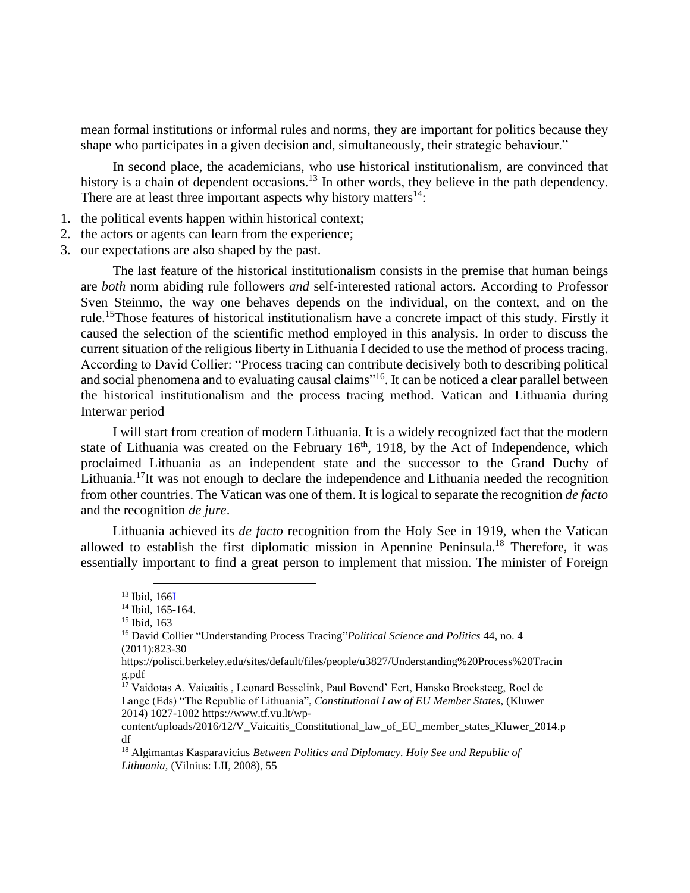mean formal institutions or informal rules and norms, they are important for politics because they shape who participates in a given decision and, simultaneously, their strategic behaviour."

In second place, the academicians, who use historical institutionalism, are convinced that history is a chain of dependent occasions.[13] In other words, they believe in the path dependency. There are at least three important aspects why history matters[14]:

1. the political events happen within historical context;
2. the actors or agents can learn from the experience;
3. our expectations are also shaped by the past.

The last feature of the historical institutionalism consists in the premise that human beings are *both* norm abiding rule followers *and* self-interested rational actors. According to Professor Sven Steinmo, the way one behaves depends on the individual, on the context, and on the rule.[15]Those features of historical institutionalism have a concrete impact of this study. Firstly it caused the selection of the scientific method employed in this analysis. In order to discuss the current situation of the religious liberty in Lithuania I decided to use the method of process tracing. According to David Collier: "Process tracing can contribute decisively both to describing political and social phenomena and to evaluating causal claims"[16]. It can be noticed a clear parallel between the historical institutionalism and the process tracing method. Vatican and Lithuania during Interwar period

I will start from creation of modern Lithuania. It is a widely recognized fact that the modern state of Lithuania was created on the February 16th, 1918, by the Act of Independence, which proclaimed Lithuania as an independent state and the successor to the Grand Duchy of Lithuania.[17]It was not enough to declare the independence and Lithuania needed the recognition from other countries. The Vatican was one of them. It is logical to separate the recognition *de facto* and the recognition *de jure*.

Lithuania achieved its *de facto* recognition from the Holy See in 1919, when the Vatican allowed to establish the first diplomatic mission in Apennine Peninsula.[18] Therefore, it was essentially important to find a great person to implement that mission. The minister of Foreign

---

[13] Ibid, 166I

[14] Ibid, 165-164.

[15] Ibid, 163

[16] David Collier "Understanding Process Tracing"*Political Science and Politics* 44, no. 4 (2011):823-30 https://polisci.berkeley.edu/sites/default/files/people/u3827/Understanding%20Process%20Tracing.pdf

[17] Vaidotas A. Vaicaitis , Leonard Besselink, Paul Bovend' Eert, Hansko Broeksteeg, Roel de Lange (Eds) "The Republic of Lithuania", *Constitutional Law of EU Member States*, (Kluwer 2014) 1027-1082 https://www.tf.vu.lt/wp-content/uploads/2016/12/V_Vaicaitis_Constitutional_law_of_EU_member_states_Kluwer_2014.pdf

[18] Algimantas Kasparavicius *Between Politics and Diplomacy. Holy See and Republic of Lithuania*, (Vilnius: LII, 2008), 55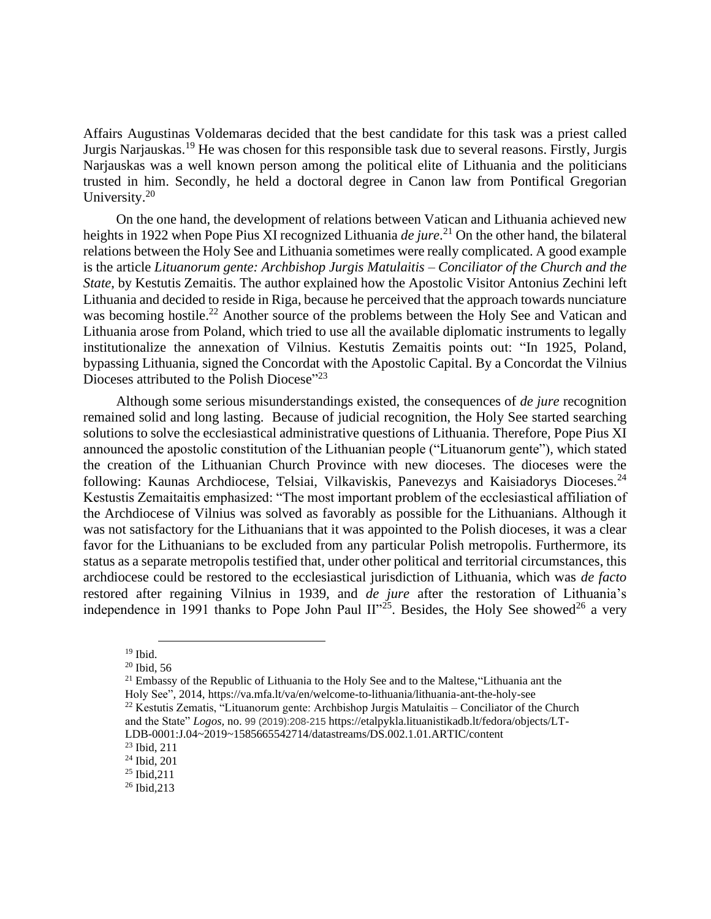Affairs Augustinas Voldemaras decided that the best candidate for this task was a priest called Jurgis Narjauskas.[19] He was chosen for this responsible task due to several reasons. Firstly, Jurgis Narjauskas was a well known person among the political elite of Lithuania and the politicians trusted in him. Secondly, he held a doctoral degree in Canon law from Pontifical Gregorian University.[20]

On the one hand, the development of relations between Vatican and Lithuania achieved new heights in 1922 when Pope Pius XI recognized Lithuania *de jure*.[21] On the other hand, the bilateral relations between the Holy See and Lithuania sometimes were really complicated. A good example is the article *Lituanorum gente: Archbishop Jurgis Matulaitis – Conciliator of the Church and the State*, by Kestutis Zemaitis. The author explained how the Apostolic Visitor Antonius Zechini left Lithuania and decided to reside in Riga, because he perceived that the approach towards nunciature was becoming hostile.[22] Another source of the problems between the Holy See and Vatican and Lithuania arose from Poland, which tried to use all the available diplomatic instruments to legally institutionalize the annexation of Vilnius. Kestutis Zemaitis points out: "In 1925, Poland, bypassing Lithuania, signed the Concordat with the Apostolic Capital. By a Concordat the Vilnius Dioceses attributed to the Polish Diocese"[23]

Although some serious misunderstandings existed, the consequences of *de jure* recognition remained solid and long lasting. Because of judicial recognition, the Holy See started searching solutions to solve the ecclesiastical administrative questions of Lithuania. Therefore, Pope Pius XI announced the apostolic constitution of the Lithuanian people ("Lituanorum gente"), which stated the creation of the Lithuanian Church Province with new dioceses. The dioceses were the following: Kaunas Archdiocese, Telsiai, Vilkaviskis, Panevezys and Kaisiadorys Dioceses.[24] Kestustis Zemaitaitis emphasized: "The most important problem of the ecclesiastical affiliation of the Archdiocese of Vilnius was solved as favorably as possible for the Lithuanians. Although it was not satisfactory for the Lithuanians that it was appointed to the Polish dioceses, it was a clear favor for the Lithuanians to be excluded from any particular Polish metropolis. Furthermore, its status as a separate metropolis testified that, under other political and territorial circumstances, this archdiocese could be restored to the ecclesiastical jurisdiction of Lithuania, which was *de facto* restored after regaining Vilnius in 1939, and *de jure* after the restoration of Lithuania's independence in 1991 thanks to Pope John Paul II"[25]. Besides, the Holy See showed[26] a very

---

[19] Ibid.

[20] Ibid, 56

[21] Embassy of the Republic of Lithuania to the Holy See and to the Maltese,"Lithuania ant the Holy See", 2014, https://va.mfa.lt/va/en/welcome-to-lithuania/lithuania-ant-the-holy-see

[22] Kestutis Zematis, "Lituanorum gente: Archbishop Jurgis Matulaitis – Conciliator of the Church and the State" *Logos*, no. 99 (2019):208-215 https://etalpykla.lituanistikadb.lt/fedora/objects/LT-LDB-0001:J.04~2019~1585665542714/datastreams/DS.002.1.01.ARTIC/content

[23] Ibid, 211

[24] Ibid, 201

[25] Ibid,211

[26] Ibid,213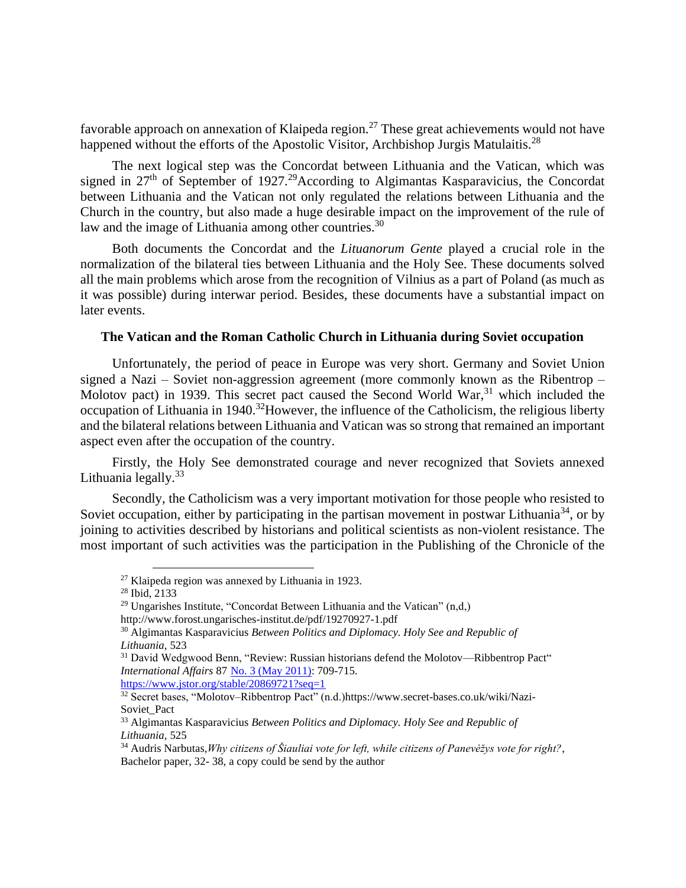favorable approach on annexation of Klaipeda region.[27] These great achievements would not have happened without the efforts of the Apostolic Visitor, Archbishop Jurgis Matulaitis.[28]

The next logical step was the Concordat between Lithuania and the Vatican, which was signed in 27th of September of 1927.[29]According to Algimantas Kasparavicius, the Concordat between Lithuania and the Vatican not only regulated the relations between Lithuania and the Church in the country, but also made a huge desirable impact on the improvement of the rule of law and the image of Lithuania among other countries.[30]

Both documents the Concordat and the *Lituanorum Gente* played a crucial role in the normalization of the bilateral ties between Lithuania and the Holy See. These documents solved all the main problems which arose from the recognition of Vilnius as a part of Poland (as much as it was possible) during interwar period. Besides, these documents have a substantial impact on later events.

**The Vatican and the Roman Catholic Church in Lithuania during Soviet occupation**

Unfortunately, the period of peace in Europe was very short. Germany and Soviet Union signed a Nazi – Soviet non-aggression agreement (more commonly known as the Ribentrop – Molotov pact) in 1939. This secret pact caused the Second World War,[31] which included the occupation of Lithuania in 1940.[32]However, the influence of the Catholicism, the religious liberty and the bilateral relations between Lithuania and Vatican was so strong that remained an important aspect even after the occupation of the country.

Firstly, the Holy See demonstrated courage and never recognized that Soviets annexed Lithuania legally.[33]

Secondly, the Catholicism was a very important motivation for those people who resisted to Soviet occupation, either by participating in the partisan movement in postwar Lithuania[34], or by joining to activities described by historians and political scientists as non-violent resistance. The most important of such activities was the participation in the Publishing of the Chronicle of the

---

[27] Klaipeda region was annexed by Lithuania in 1923.

[28] Ibid, 2133

[29] Ungarishes Institute, "Concordat Between Lithuania and the Vatican" (n,d,) http://www.forost.ungarisches-institut.de/pdf/19270927-1.pdf

[30] Algimantas Kasparavicius *Between Politics and Diplomacy. Holy See and Republic of Lithuania*, 523

[31] David Wedgwood Benn, "Review: Russian historians defend the Molotov—Ribbentrop Pact" *International Affairs* 87 No. 3 (May 2011): 709-715. https://www.jstor.org/stable/20869721?seq=1

[32] Secret bases, "Molotov–Ribbentrop Pact" (n.d.)https://www.secret-bases.co.uk/wiki/Nazi-Soviet_Pact

[33] Algimantas Kasparavicius *Between Politics and Diplomacy. Holy See and Republic of Lithuania*, 525

[34] Audris Narbutas,*Why citizens of Šiauliai vote for left, while citizens of Panevėžys vote for right?*, Bachelor paper, 32- 38, a copy could be send by the author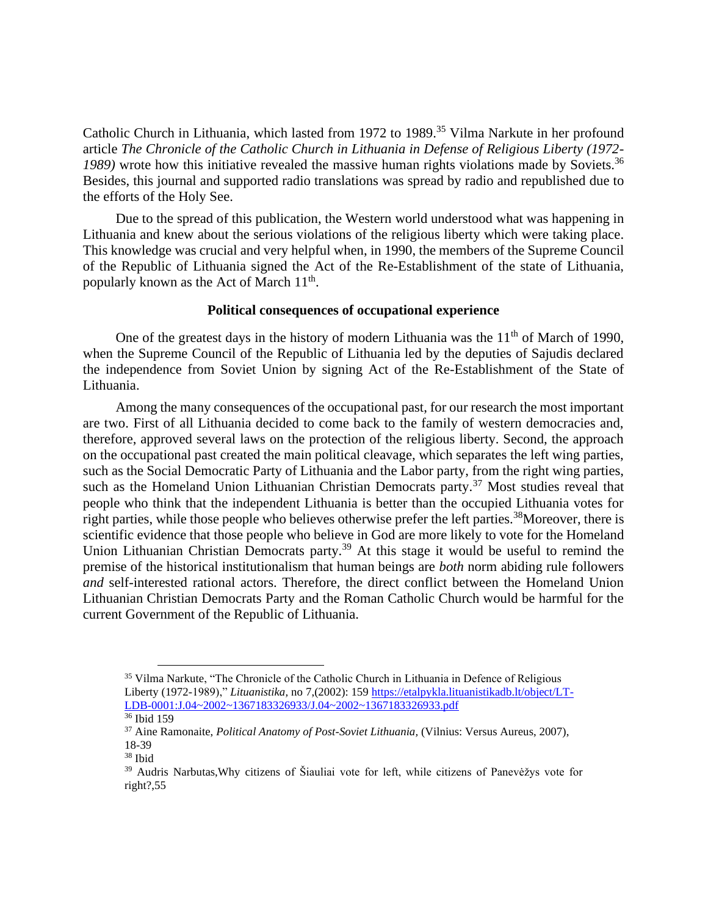Catholic Church in Lithuania, which lasted from 1972 to 1989.[35] Vilma Narkute in her profound article *The Chronicle of the Catholic Church in Lithuania in Defense of Religious Liberty (1972-1989)* wrote how this initiative revealed the massive human rights violations made by Soviets.[36] Besides, this journal and supported radio translations was spread by radio and republished due to the efforts of the Holy See.

Due to the spread of this publication, the Western world understood what was happening in Lithuania and knew about the serious violations of the religious liberty which were taking place. This knowledge was crucial and very helpful when, in 1990, the members of the Supreme Council of the Republic of Lithuania signed the Act of the Re-Establishment of the state of Lithuania, popularly known as the Act of March 11th.

**Political consequences of occupational experience**

One of the greatest days in the history of modern Lithuania was the 11th of March of 1990, when the Supreme Council of the Republic of Lithuania led by the deputies of Sajudis declared the independence from Soviet Union by signing Act of the Re-Establishment of the State of Lithuania.

Among the many consequences of the occupational past, for our research the most important are two. First of all Lithuania decided to come back to the family of western democracies and, therefore, approved several laws on the protection of the religious liberty. Second, the approach on the occupational past created the main political cleavage, which separates the left wing parties, such as the Social Democratic Party of Lithuania and the Labor party, from the right wing parties, such as the Homeland Union Lithuanian Christian Democrats party.[37] Most studies reveal that people who think that the independent Lithuania is better than the occupied Lithuania votes for right parties, while those people who believes otherwise prefer the left parties.[38]Moreover, there is scientific evidence that those people who believe in God are more likely to vote for the Homeland Union Lithuanian Christian Democrats party.[39] At this stage it would be useful to remind the premise of the historical institutionalism that human beings are *both* norm abiding rule followers *and* self-interested rational actors. Therefore, the direct conflict between the Homeland Union Lithuanian Christian Democrats Party and the Roman Catholic Church would be harmful for the current Government of the Republic of Lithuania.

---

[35] Vilma Narkute, "The Chronicle of the Catholic Church in Lithuania in Defence of Religious Liberty (1972-1989)," *Lituanistika*, no 7,(2002): 159 https://etalpykla.lituanistikadb.lt/object/LT-LDB-0001:J.04~2002~1367183326933/J.04~2002~1367183326933.pdf

[36] Ibid 159

[37] Aine Ramonaite, *Political Anatomy of Post-Soviet Lithuania*, (Vilnius: Versus Aureus, 2007), 18-39

[38] Ibid

[39] Audris Narbutas,Why citizens of Šiauliai vote for left, while citizens of Panevėžys vote for right?,55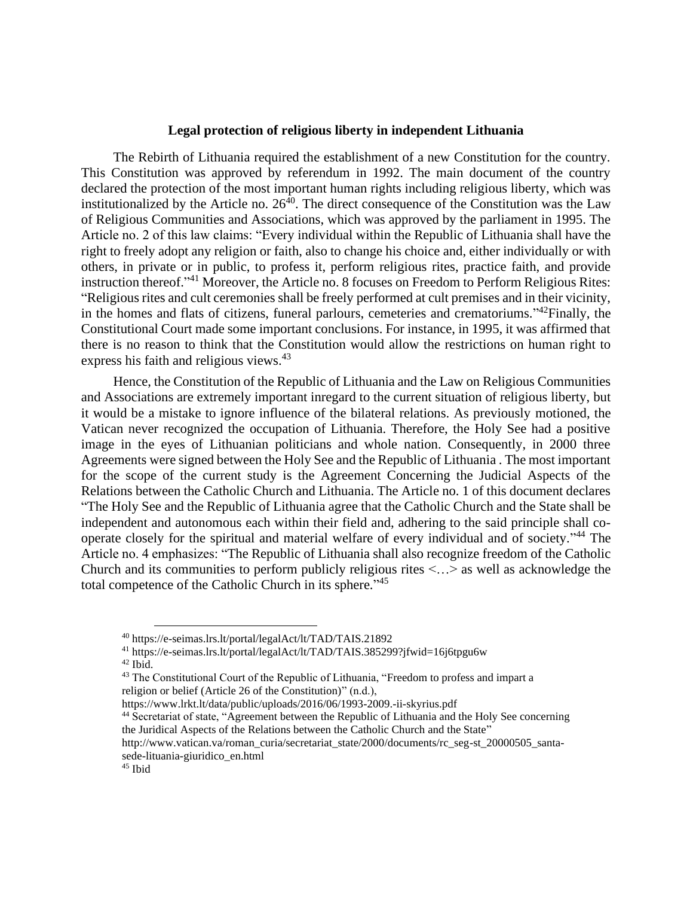### Legal protection of religious liberty in independent Lithuania

The Rebirth of Lithuania required the establishment of a new Constitution for the country. This Constitution was approved by referendum in 1992. The main document of the country declared the protection of the most important human rights including religious liberty, which was institutionalized by the Article no. 26[40]. The direct consequence of the Constitution was the Law of Religious Communities and Associations, which was approved by the parliament in 1995. The Article no. 2 of this law claims: "Every individual within the Republic of Lithuania shall have the right to freely adopt any religion or faith, also to change his choice and, either individually or with others, in private or in public, to profess it, perform religious rites, practice faith, and provide instruction thereof."[41] Moreover, the Article no. 8 focuses on Freedom to Perform Religious Rites: "Religious rites and cult ceremonies shall be freely performed at cult premises and in their vicinity, in the homes and flats of citizens, funeral parlours, cemeteries and crematoriums."[42]Finally, the Constitutional Court made some important conclusions. For instance, in 1995, it was affirmed that there is no reason to think that the Constitution would allow the restrictions on human right to express his faith and religious views.[43]

Hence, the Constitution of the Republic of Lithuania and the Law on Religious Communities and Associations are extremely important inregard to the current situation of religious liberty, but it would be a mistake to ignore influence of the bilateral relations. As previously motioned, the Vatican never recognized the occupation of Lithuania. Therefore, the Holy See had a positive image in the eyes of Lithuanian politicians and whole nation. Consequently, in 2000 three Agreements were signed between the Holy See and the Republic of Lithuania . The most important for the scope of the current study is the Agreement Concerning the Judicial Aspects of the Relations between the Catholic Church and Lithuania. The Article no. 1 of this document declares "The Holy See and the Republic of Lithuania agree that the Catholic Church and the State shall be independent and autonomous each within their field and, adhering to the said principle shall co-operate closely for the spiritual and material welfare of every individual and of society."[44] The Article no. 4 emphasizes: "The Republic of Lithuania shall also recognize freedom of the Catholic Church and its communities to perform publicly religious rites <…> as well as acknowledge the total competence of the Catholic Church in its sphere."[45]

---

[40] https://e-seimas.lrs.lt/portal/legalAct/lt/TAD/TAIS.21892

[41] https://e-seimas.lrs.lt/portal/legalAct/lt/TAD/TAIS.385299?jfwid=16j6tpgu6w

[42] Ibid.

[43] The Constitutional Court of the Republic of Lithuania, "Freedom to profess and impart a religion or belief (Article 26 of the Constitution)" (n.d.), https://www.lrkt.lt/data/public/uploads/2016/06/1993-2009.-ii-skyrius.pdf

[44] Secretariat of state, "Agreement between the Republic of Lithuania and the Holy See concerning the Juridical Aspects of the Relations between the Catholic Church and the State" http://www.vatican.va/roman_curia/secretariat_state/2000/documents/rc_seg-st_20000505_santa-sede-lituania-giuridico_en.html

[45] Ibid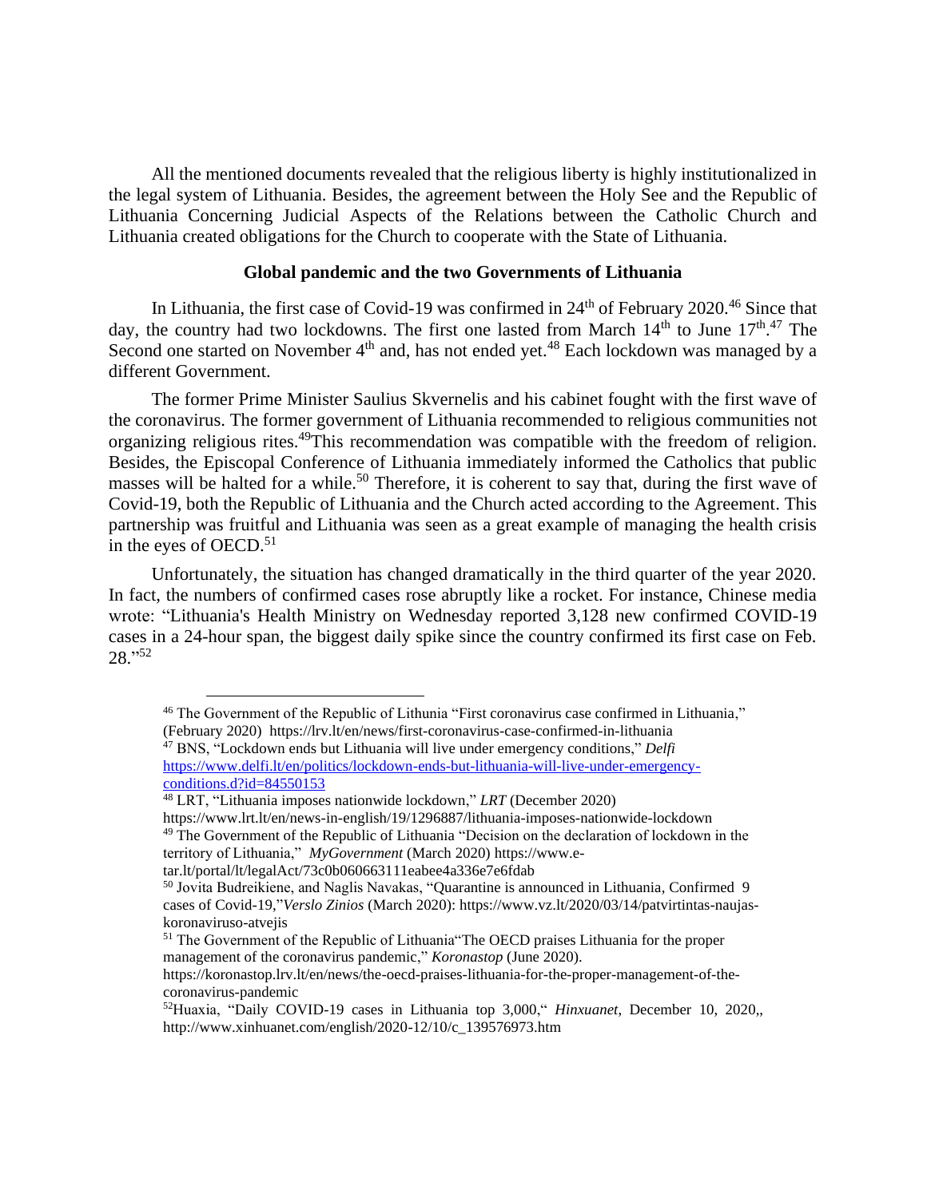All the mentioned documents revealed that the religious liberty is highly institutionalized in the legal system of Lithuania. Besides, the agreement between the Holy See and the Republic of Lithuania Concerning Judicial Aspects of the Relations between the Catholic Church and Lithuania created obligations for the Church to cooperate with the State of Lithuania.

**Global pandemic and the two Governments of Lithuania**

In Lithuania, the first case of Covid-19 was confirmed in 24th of February 2020.[46] Since that day, the country had two lockdowns. The first one lasted from March 14th to June 17th.[47] The Second one started on November 4th and, has not ended yet.[48] Each lockdown was managed by a different Government.

The former Prime Minister Saulius Skvernelis and his cabinet fought with the first wave of the coronavirus. The former government of Lithuania recommended to religious communities not organizing religious rites.[49]This recommendation was compatible with the freedom of religion. Besides, the Episcopal Conference of Lithuania immediately informed the Catholics that public masses will be halted for a while.[50] Therefore, it is coherent to say that, during the first wave of Covid-19, both the Republic of Lithuania and the Church acted according to the Agreement. This partnership was fruitful and Lithuania was seen as a great example of managing the health crisis in the eyes of OECD.[51]

Unfortunately, the situation has changed dramatically in the third quarter of the year 2020. In fact, the numbers of confirmed cases rose abruptly like a rocket. For instance, Chinese media wrote: "Lithuania's Health Ministry on Wednesday reported 3,128 new confirmed COVID-19 cases in a 24-hour span, the biggest daily spike since the country confirmed its first case on Feb. 28."[52]

---

[46] The Government of the Republic of Lithunia "First coronavirus case confirmed in Lithuania," (February 2020) https://lrv.lt/en/news/first-coronavirus-case-confirmed-in-lithuania

[47] BNS, "Lockdown ends but Lithuania will live under emergency conditions," *Delfi* https://www.delfi.lt/en/politics/lockdown-ends-but-lithuania-will-live-under-emergency-conditions.d?id=84550153

[48] LRT, "Lithuania imposes nationwide lockdown," *LRT* (December 2020) https://www.lrt.lt/en/news-in-english/19/1296887/lithuania-imposes-nationwide-lockdown

[49] The Government of the Republic of Lithuania "Decision on the declaration of lockdown in the territory of Lithuania," *MyGovernment* (March 2020) https://www.e-tar.lt/portal/lt/legalAct/73c0b060663111eabee4a336e7e6fdab

[50] Jovita Budreikiene, and Naglis Navakas, "Quarantine is announced in Lithuania, Confirmed 9 cases of Covid-19,"*Verslo Zinios* (March 2020): https://www.vz.lt/2020/03/14/patvirtintas-naujas-koronaviruso-atvejis

[51] The Government of the Republic of Lithuania"The OECD praises Lithuania for the proper management of the coronavirus pandemic," *Koronastop* (June 2020). https://koronastop.lrv.lt/en/news/the-oecd-praises-lithuania-for-the-proper-management-of-the-coronavirus-pandemic

[52]Huaxia, "Daily COVID-19 cases in Lithuania top 3,000," *Hinxuanet*, December 10, 2020,, http://www.xinhuanet.com/english/2020-12/10/c_139576973.htm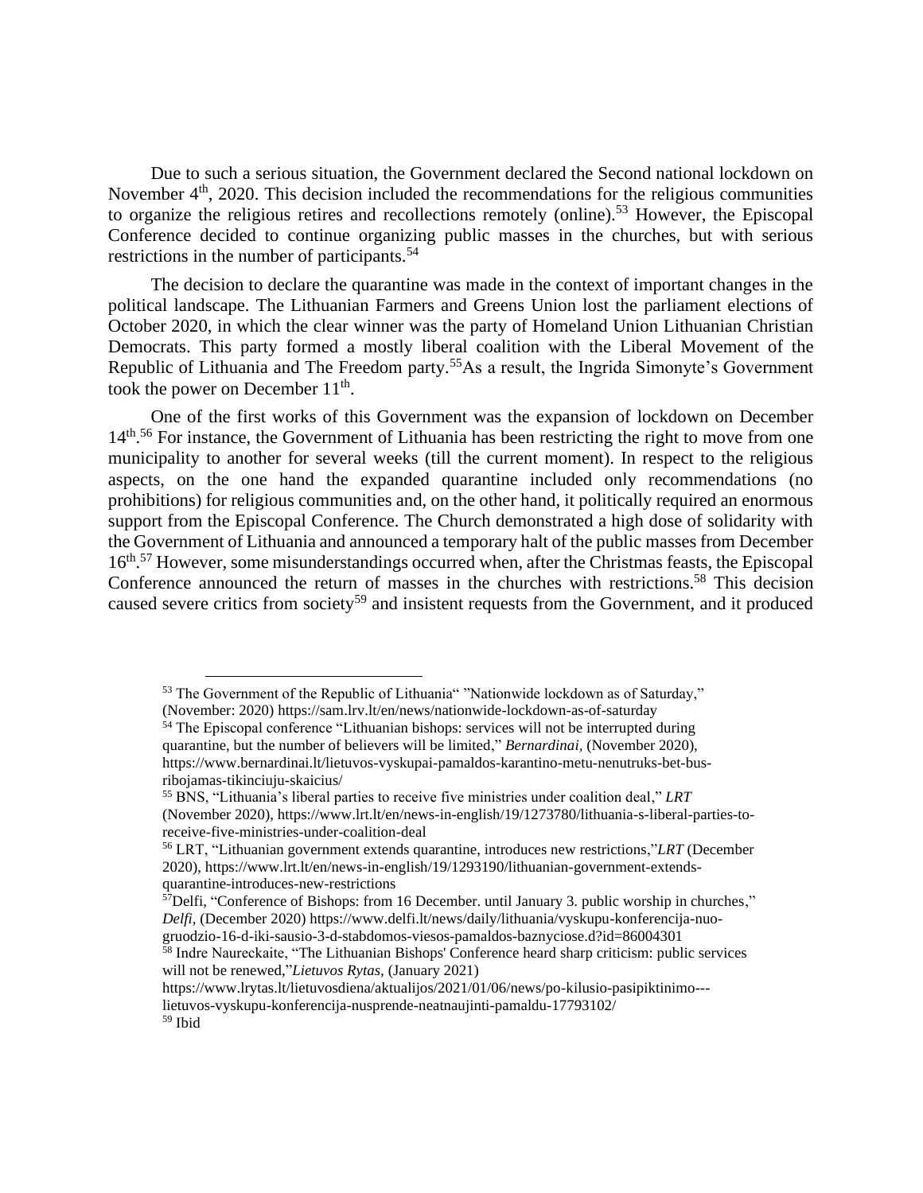Due to such a serious situation, the Government declared the Second national lockdown on November 4th, 2020. This decision included the recommendations for the religious communities to organize the religious retires and recollections remotely (online).[53] However, the Episcopal Conference decided to continue organizing public masses in the churches, but with serious restrictions in the number of participants.[54]

The decision to declare the quarantine was made in the context of important changes in the political landscape. The Lithuanian Farmers and Greens Union lost the parliament elections of October 2020, in which the clear winner was the party of Homeland Union Lithuanian Christian Democrats. This party formed a mostly liberal coalition with the Liberal Movement of the Republic of Lithuania and The Freedom party.[55]As a result, the Ingrida Simonyte's Government took the power on December 11th.

One of the first works of this Government was the expansion of lockdown on December 14th.[56] For instance, the Government of Lithuania has been restricting the right to move from one municipality to another for several weeks (till the current moment). In respect to the religious aspects, on the one hand the expanded quarantine included only recommendations (no prohibitions) for religious communities and, on the other hand, it politically required an enormous support from the Episcopal Conference. The Church demonstrated a high dose of solidarity with the Government of Lithuania and announced a temporary halt of the public masses from December 16th.[57] However, some misunderstandings occurred when, after the Christmas feasts, the Episcopal Conference announced the return of masses in the churches with restrictions.[58] This decision caused severe critics from society[59] and insistent requests from the Government, and it produced

---

[53] The Government of the Republic of Lithuania" "Nationwide lockdown as of Saturday," (November: 2020) https://sam.lrv.lt/en/news/nationwide-lockdown-as-of-saturday

[54] The Episcopal conference "Lithuanian bishops: services will not be interrupted during quarantine, but the number of believers will be limited," *Bernardinai,* (November 2020), https://www.bernardinai.lt/lietuvos-vyskupai-pamaldos-karantino-metu-nenutruks-bet-bus-ribojamas-tikinciuju-skaicius/

[55] BNS, "Lithuania's liberal parties to receive five ministries under coalition deal," *LRT* (November 2020), https://www.lrt.lt/en/news-in-english/19/1273780/lithuania-s-liberal-parties-to-receive-five-ministries-under-coalition-deal

[56] LRT, "Lithuanian government extends quarantine, introduces new restrictions,"*LRT* (December 2020), https://www.lrt.lt/en/news-in-english/19/1293190/lithuanian-government-extends-quarantine-introduces-new-restrictions

[57]Delfi, "Conference of Bishops: from 16 December. until January 3. public worship in churches," *Delfi,* (December 2020) https://www.delfi.lt/news/daily/lithuania/vyskupu-konferencija-nuo-gruodzio-16-d-iki-sausio-3-d-stabdomos-viesos-pamaldos-baznyciose.d?id=86004301

[58] Indre Naureckaite, "The Lithuanian Bishops' Conference heard sharp criticism: public services will not be renewed,"*Lietuvos Rytas,* (January 2021) https://www.lrytas.lt/lietuvosdiena/aktualijos/2021/01/06/news/po-kilusio-pasipiktinimo---lietuvos-vyskupu-konferencija-nusprende-neatnaujinti-pamaldu-17793102/

[59] Ibid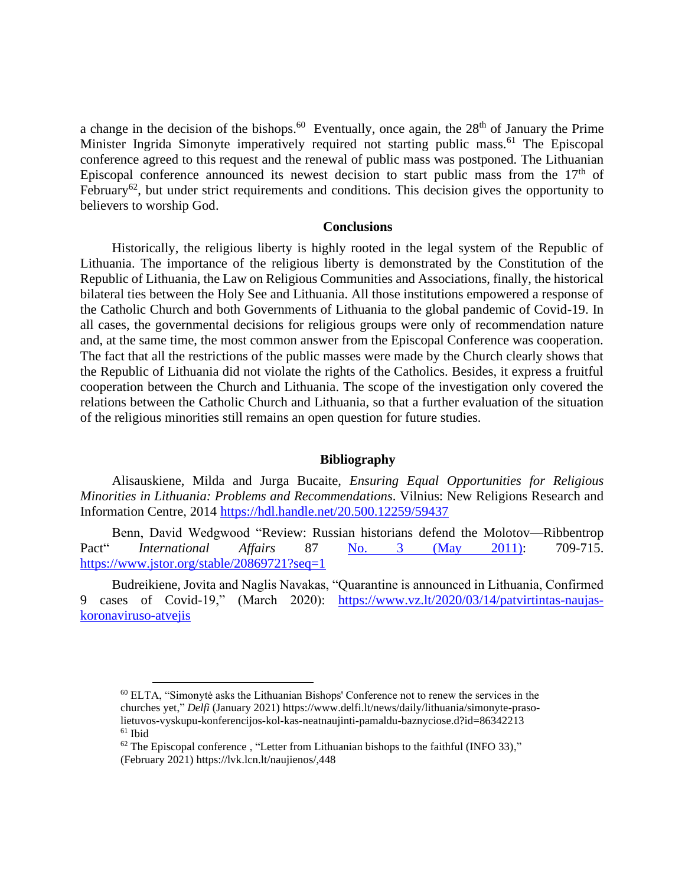a change in the decision of the bishops.[60] Eventually, once again, the 28th of January the Prime Minister Ingrida Simonyte imperatively required not starting public mass.[61] The Episcopal conference agreed to this request and the renewal of public mass was postponed. The Lithuanian Episcopal conference announced its newest decision to start public mass from the 17th of February[62], but under strict requirements and conditions. This decision gives the opportunity to believers to worship God.

## Conclusions

Historically, the religious liberty is highly rooted in the legal system of the Republic of Lithuania. The importance of the religious liberty is demonstrated by the Constitution of the Republic of Lithuania, the Law on Religious Communities and Associations, finally, the historical bilateral ties between the Holy See and Lithuania. All those institutions empowered a response of the Catholic Church and both Governments of Lithuania to the global pandemic of Covid-19. In all cases, the governmental decisions for religious groups were only of recommendation nature and, at the same time, the most common answer from the Episcopal Conference was cooperation. The fact that all the restrictions of the public masses were made by the Church clearly shows that the Republic of Lithuania did not violate the rights of the Catholics. Besides, it express a fruitful cooperation between the Church and Lithuania. The scope of the investigation only covered the relations between the Catholic Church and Lithuania, so that a further evaluation of the situation of the religious minorities still remains an open question for future studies.

## Bibliography

Alisauskiene, Milda and Jurga Bucaite, *Ensuring Equal Opportunities for Religious Minorities in Lithuania: Problems and Recommendations*. Vilnius: New Religions Research and Information Centre, 2014 https://hdl.handle.net/20.500.12259/59437

Benn, David Wedgwood "Review: Russian historians defend the Molotov—Ribbentrop Pact" *International Affairs* 87 No. 3 (May 2011): 709-715. https://www.jstor.org/stable/20869721?seq=1

Budreikiene, Jovita and Naglis Navakas, "Quarantine is announced in Lithuania, Confirmed 9 cases of Covid-19," (March 2020): https://www.vz.lt/2020/03/14/patvirtintas-naujas-koronaviruso-atvejis

---

[60] ELTA, "Simonytė asks the Lithuanian Bishops' Conference not to renew the services in the churches yet," *Delfi* (January 2021) https://www.delfi.lt/news/daily/lithuania/simonyte-praso-lietuvos-vyskupu-konferencijos-kol-kas-neatnaujinti-pamaldu-baznyciose.d?id=86342213

[61] Ibid

[62] The Episcopal conference , "Letter from Lithuanian bishops to the faithful (INFO 33)," (February 2021) https://lvk.lcn.lt/naujienos/,448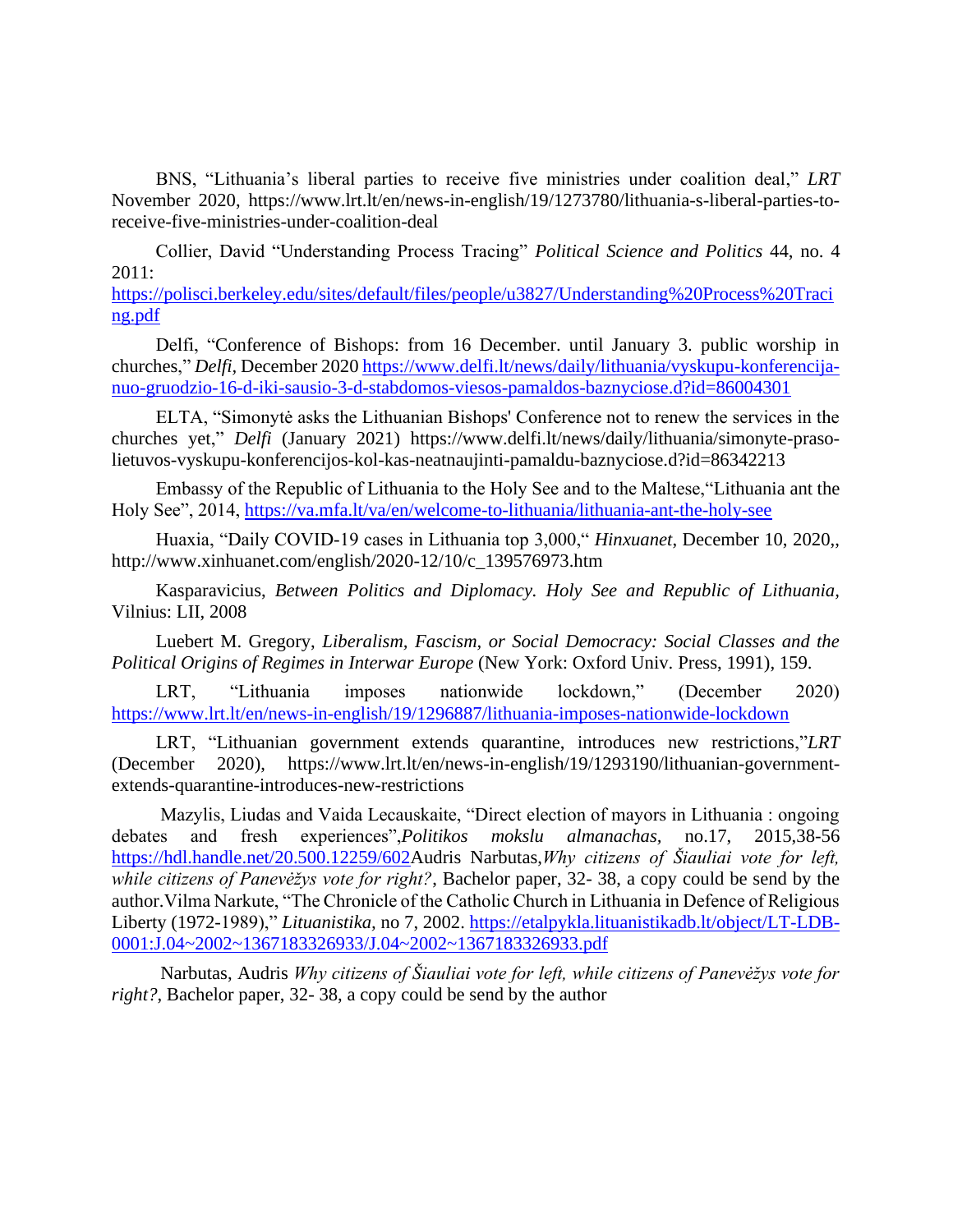BNS, "Lithuania's liberal parties to receive five ministries under coalition deal," *LRT* November 2020, https://www.lrt.lt/en/news-in-english/19/1273780/lithuania-s-liberal-parties-to-receive-five-ministries-under-coalition-deal

Collier, David "Understanding Process Tracing" *Political Science and Politics* 44, no. 4 2011: https://polisci.berkeley.edu/sites/default/files/people/u3827/Understanding%20Process%20Tracing.pdf

Delfi, "Conference of Bishops: from 16 December. until January 3. public worship in churches," *Delfi*, December 2020 https://www.delfi.lt/news/daily/lithuania/vyskupu-konferencija-nuo-gruodzio-16-d-iki-sausio-3-d-stabdomos-viesos-pamaldos-baznyciose.d?id=86004301

ELTA, "Simonytė asks the Lithuanian Bishops' Conference not to renew the services in the churches yet," *Delfi* (January 2021) https://www.delfi.lt/news/daily/lithuania/simonyte-praso-lietuvos-vyskupu-konferencijos-kol-kas-neatnaujinti-pamaldu-baznyciose.d?id=86342213

Embassy of the Republic of Lithuania to the Holy See and to the Maltese,"Lithuania ant the Holy See", 2014, https://va.mfa.lt/va/en/welcome-to-lithuania/lithuania-ant-the-holy-see

Huaxia, "Daily COVID-19 cases in Lithuania top 3,000," *Hinxuanet*, December 10, 2020,, http://www.xinhuanet.com/english/2020-12/10/c_139576973.htm

Kasparavicius, *Between Politics and Diplomacy. Holy See and Republic of Lithuania*, Vilnius: LII, 2008

Luebert M. Gregory, *Liberalism, Fascism, or Social Democracy: Social Classes and the Political Origins of Regimes in Interwar Europe* (New York: Oxford Univ. Press, 1991), 159.

LRT, "Lithuania imposes nationwide lockdown," (December 2020) https://www.lrt.lt/en/news-in-english/19/1296887/lithuania-imposes-nationwide-lockdown

LRT, "Lithuanian government extends quarantine, introduces new restrictions,"*LRT* (December 2020), https://www.lrt.lt/en/news-in-english/19/1293190/lithuanian-government-extends-quarantine-introduces-new-restrictions

Mazylis, Liudas and Vaida Lecauskaite, "Direct election of mayors in Lithuania : ongoing debates and fresh experiences",*Politikos mokslu almanachas*, no.17, 2015,38-56 https://hdl.handle.net/20.500.12259/602Audris Narbutas,*Why citizens of Šiauliai vote for left, while citizens of Panevėžys vote for right?*, Bachelor paper, 32- 38, a copy could be send by the author.Vilma Narkute, "The Chronicle of the Catholic Church in Lithuania in Defence of Religious Liberty (1972-1989)," *Lituanistika*, no 7, 2002. https://etalpykla.lituanistikadb.lt/object/LT-LDB-0001:J.04~2002~1367183326933/J.04~2002~1367183326933.pdf

Narbutas, Audris *Why citizens of Šiauliai vote for left, while citizens of Panevėžys vote for right?*, Bachelor paper, 32- 38, a copy could be send by the author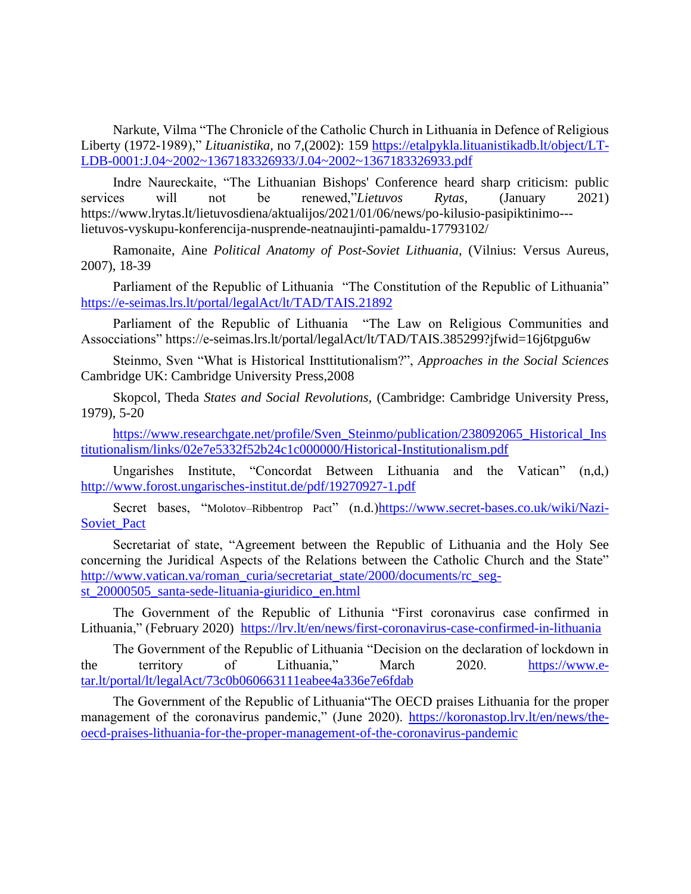Narkute, Vilma "The Chronicle of the Catholic Church in Lithuania in Defence of Religious Liberty (1972-1989)," *Lituanistika,* no 7,(2002): 159 https://etalpykla.lituanistikadb.lt/object/LT-LDB-0001:J.04~2002~1367183326933/J.04~2002~1367183326933.pdf

Indre Naureckaite, "The Lithuanian Bishops' Conference heard sharp criticism: public services will not be renewed,"*Lietuvos Rytas,* (January 2021) https://www.lrytas.lt/lietuvosdiena/aktualijos/2021/01/06/news/po-kilusio-pasipiktinimo---lietuvos-vyskupu-konferencija-nusprende-neatnaujinti-pamaldu-17793102/

Ramonaite, Aine *Political Anatomy of Post-Soviet Lithuania,* (Vilnius: Versus Aureus, 2007), 18-39

Parliament of the Republic of Lithuania "The Constitution of the Republic of Lithuania" https://e-seimas.lrs.lt/portal/legalAct/lt/TAD/TAIS.21892

Parliament of the Republic of Lithuania "The Law on Religious Communities and Assocciations" https://e-seimas.lrs.lt/portal/legalAct/lt/TAD/TAIS.385299?jfwid=16j6tpgu6w

Steinmo, Sven "What is Historical Insttitutionalism?", *Approaches in the Social Sciences* Cambridge UK: Cambridge University Press,2008

Skopcol, Theda *States and Social Revolutions,* (Cambridge: Cambridge University Press, 1979), 5-20

https://www.researchgate.net/profile/Sven_Steinmo/publication/238092065_Historical_Institutionalism/links/02e7e5332f52b24c1c000000/Historical-Institutionalism.pdf

Ungarishes Institute, "Concordat Between Lithuania and the Vatican" (n,d,) http://www.forost.ungarisches-institut.de/pdf/19270927-1.pdf

Secret bases, "Molotov–Ribbentrop Pact" (n.d.)https://www.secret-bases.co.uk/wiki/Nazi-Soviet_Pact

Secretariat of state, "Agreement between the Republic of Lithuania and the Holy See concerning the Juridical Aspects of the Relations between the Catholic Church and the State" http://www.vatican.va/roman_curia/secretariat_state/2000/documents/rc_seg-st_20000505_santa-sede-lituania-giuridico_en.html

The Government of the Republic of Lithunia "First coronavirus case confirmed in Lithuania," (February 2020) https://lrv.lt/en/news/first-coronavirus-case-confirmed-in-lithuania

The Government of the Republic of Lithuania "Decision on the declaration of lockdown in the territory of Lithuania," March 2020. https://www.e-tar.lt/portal/lt/legalAct/73c0b060663111eabee4a336e7e6fdab

The Government of the Republic of Lithuania"The OECD praises Lithuania for the proper management of the coronavirus pandemic," (June 2020). https://koronastop.lrv.lt/en/news/the-oecd-praises-lithuania-for-the-proper-management-of-the-coronavirus-pandemic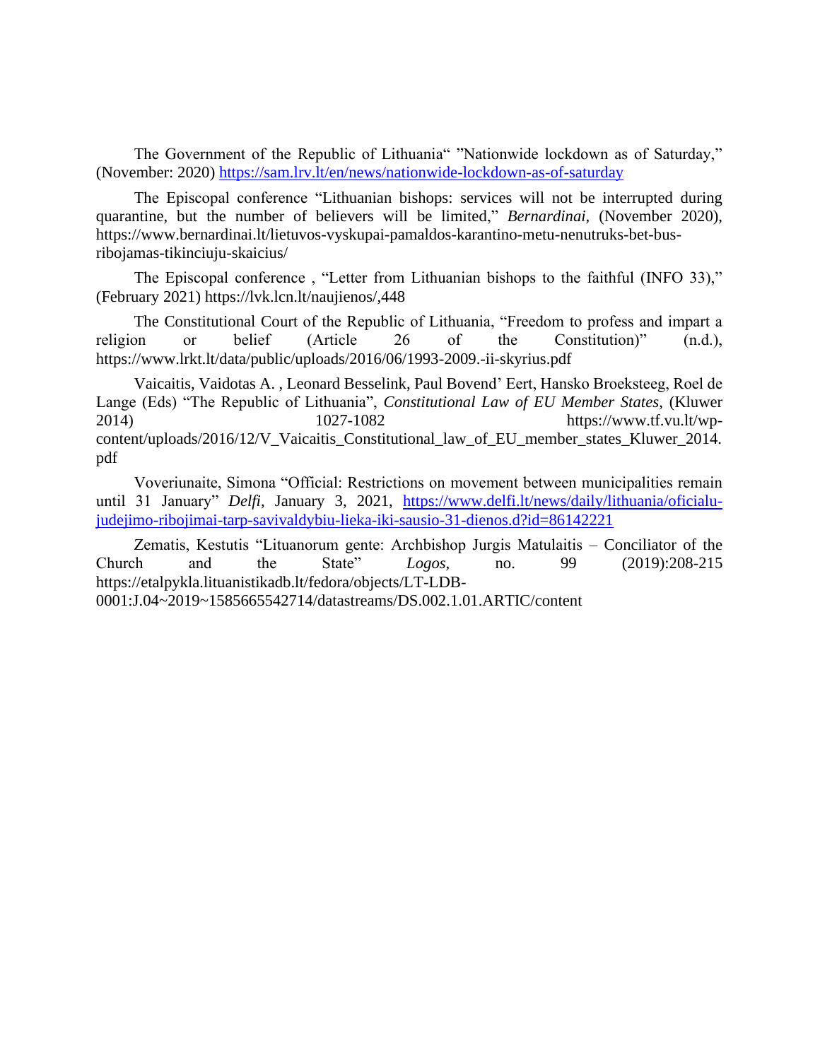The Government of the Republic of Lithuania“ ”Nationwide lockdown as of Saturday,” (November: 2020) https://sam.lrv.lt/en/news/nationwide-lockdown-as-of-saturday

The Episcopal conference “Lithuanian bishops: services will not be interrupted during quarantine, but the number of believers will be limited,” *Bernardinai,* (November 2020), https://www.bernardinai.lt/lietuvos-vyskupai-pamaldos-karantino-metu-nenutruks-bet-bus-ribojamas-tikinciuju-skaicius/

The Episcopal conference , “Letter from Lithuanian bishops to the faithful (INFO 33),” (February 2021) https://lvk.lcn.lt/naujienos/,448

The Constitutional Court of the Republic of Lithuania, “Freedom to profess and impart a religion or belief (Article 26 of the Constitution)” (n.d.), https://www.lrkt.lt/data/public/uploads/2016/06/1993-2009.-ii-skyrius.pdf

Vaicaitis, Vaidotas A. , Leonard Besselink, Paul Bovend’ Eert, Hansko Broeksteeg, Roel de Lange (Eds) “The Republic of Lithuania”, *Constitutional Law of EU Member States*, (Kluwer 2014) 1027-1082 https://www.tf.vu.lt/wp-content/uploads/2016/12/V_Vaicaitis_Constitutional_law_of_EU_member_states_Kluwer_2014.pdf

Voveriunaite, Simona “Official: Restrictions on movement between municipalities remain until 31 January” *Delfi*, January 3, 2021, https://www.delfi.lt/news/daily/lithuania/oficialu-judejimo-ribojimai-tarp-savivaldybiu-lieka-iki-sausio-31-dienos.d?id=86142221

Zematis, Kestutis “Lituanorum gente: Archbishop Jurgis Matulaitis – Conciliator of the Church and the State” *Logos,* no. 99 (2019):208-215 https://etalpykla.lituanistikadb.lt/fedora/objects/LT-LDB-0001:J.04~2019~1585665542714/datastreams/DS.002.1.01.ARTIC/content